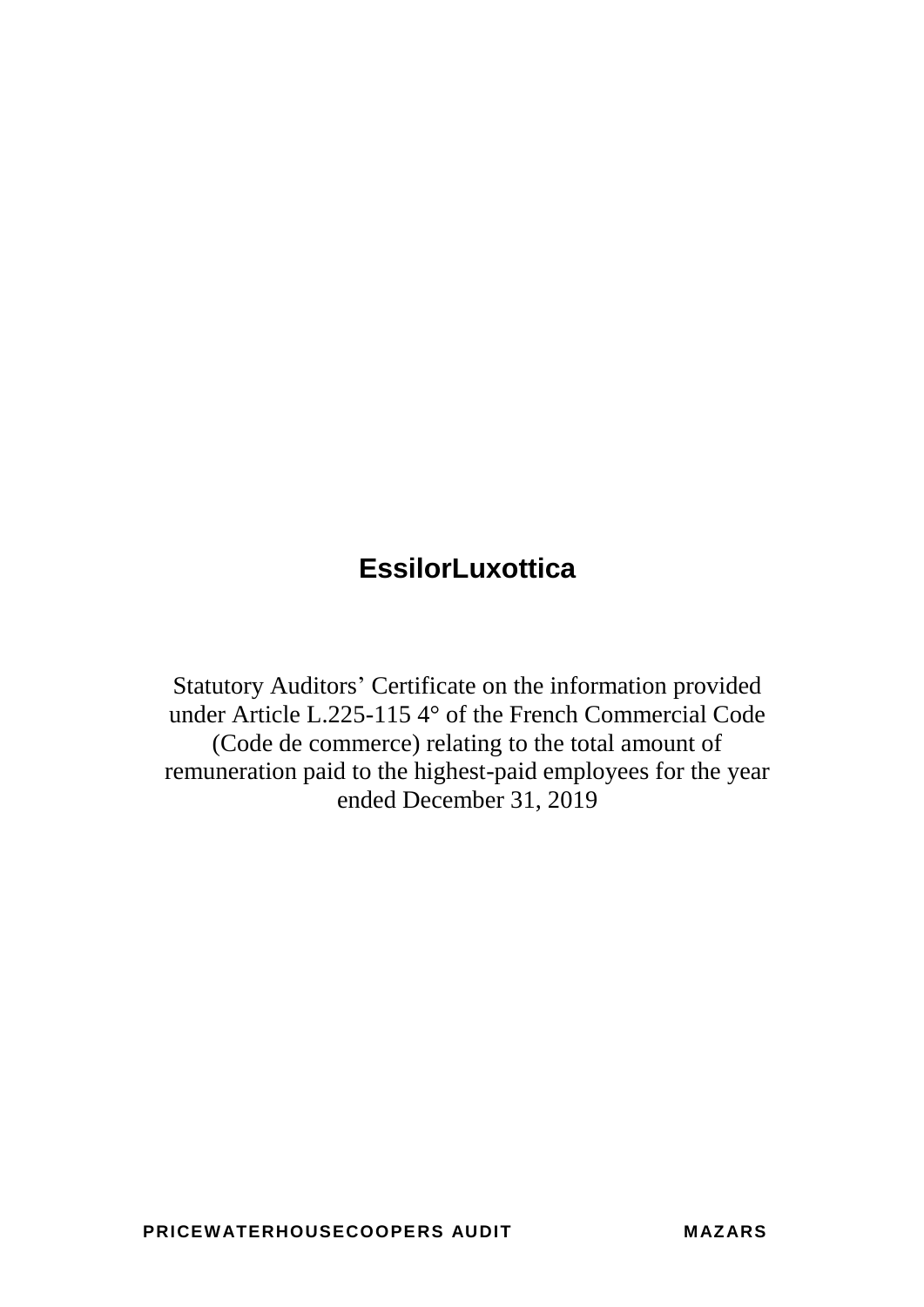# EssilorLuxottica

Statutory Auditors' Certificate on the information provided under Article L.225-115 4° of the French Commercial Code (Code de commerce) relating to the total amount of remuneration paid to the highest-paid employees for the year ended December 31, 2019

**PRICEWATERHOUSECOOPERS AUDIT** **MAZARS**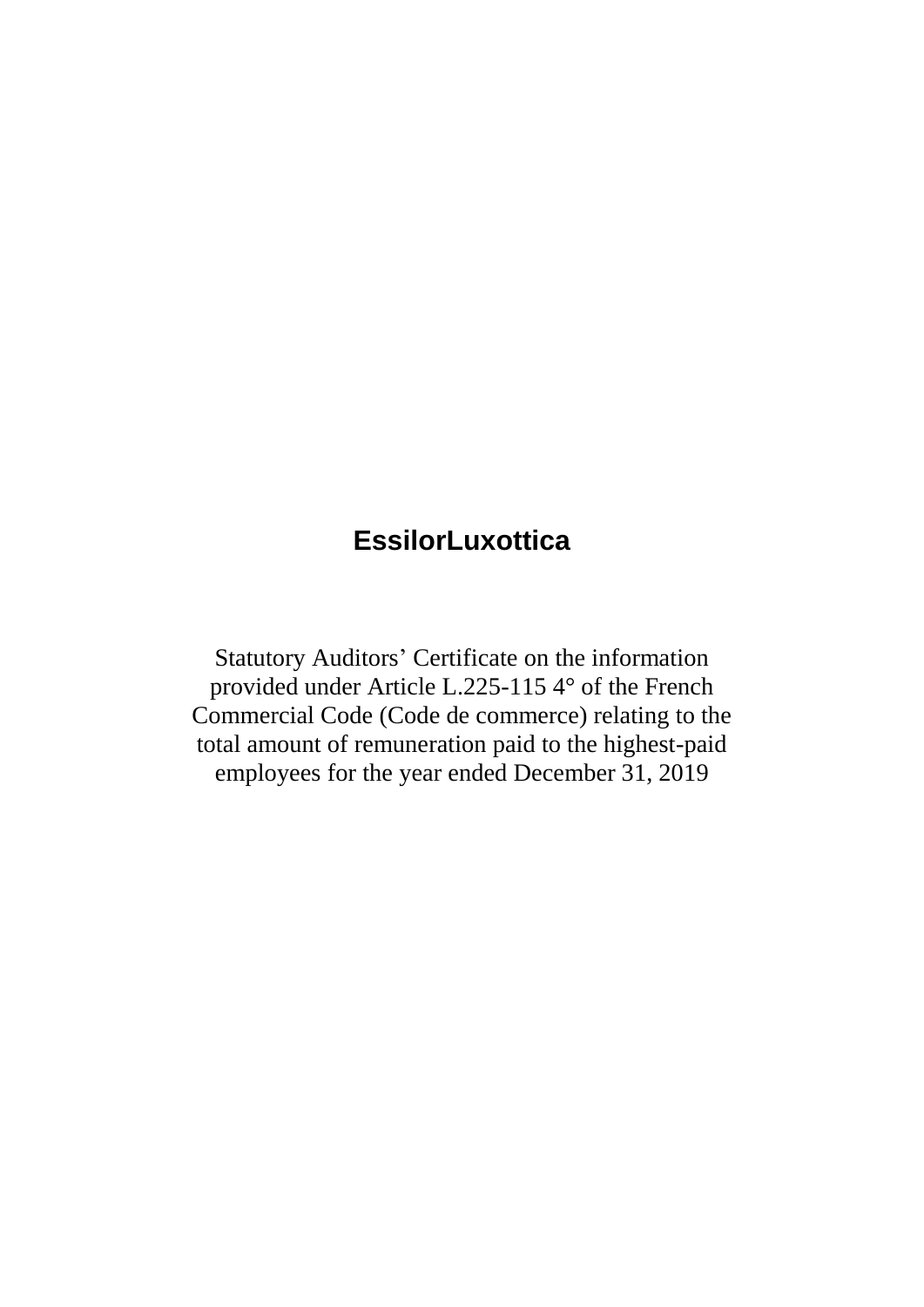# EssilorLuxottica

Statutory Auditors' Certificate on the information provided under Article L.225-115 4° of the French Commercial Code (Code de commerce) relating to the total amount of remuneration paid to the highest-paid employees for the year ended December 31, 2019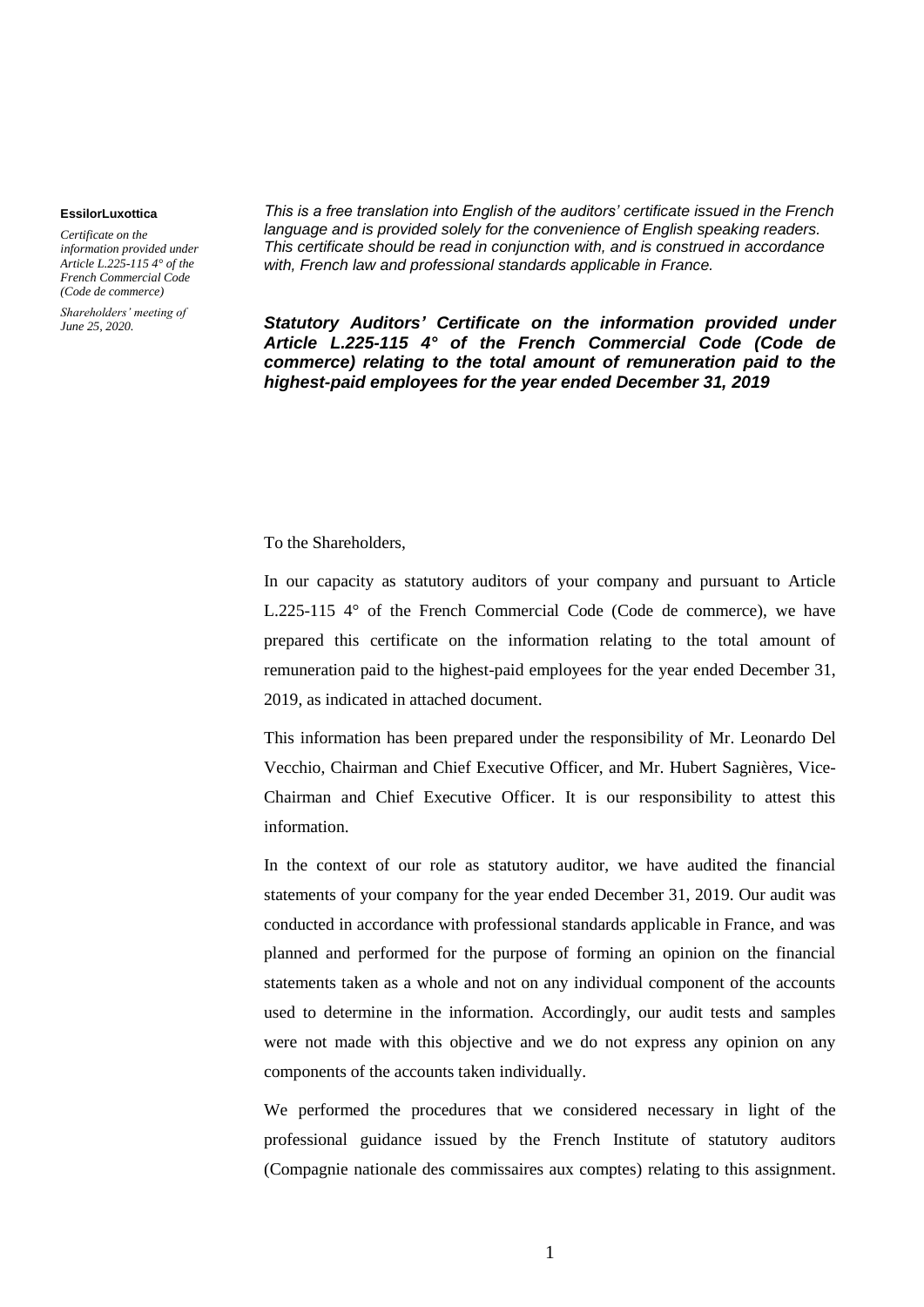**EssilorLuxottica**

*Certificate on the information provided under Article L.225-115 4° of the French Commercial Code (Code de commerce)*

*Shareholders' meeting of June 25, 2020.*

*This is a free translation into English of the auditors' certificate issued in the French language and is provided solely for the convenience of English speaking readers. This certificate should be read in conjunction with, and is construed in accordance with, French law and professional standards applicable in France.*

***Statutory Auditors' Certificate on the information provided under Article L.225-115 4° of the French Commercial Code (Code de commerce) relating to the total amount of remuneration paid to the highest-paid employees for the year ended December 31, 2019***

To the Shareholders,

In our capacity as statutory auditors of your company and pursuant to Article L.225-115 4° of the French Commercial Code (Code de commerce), we have prepared this certificate on the information relating to the total amount of remuneration paid to the highest-paid employees for the year ended December 31, 2019, as indicated in attached document.

This information has been prepared under the responsibility of Mr. Leonardo Del Vecchio, Chairman and Chief Executive Officer, and Mr. Hubert Sagnières, Vice-Chairman and Chief Executive Officer. It is our responsibility to attest this information.

In the context of our role as statutory auditor, we have audited the financial statements of your company for the year ended December 31, 2019. Our audit was conducted in accordance with professional standards applicable in France, and was planned and performed for the purpose of forming an opinion on the financial statements taken as a whole and not on any individual component of the accounts used to determine in the information. Accordingly, our audit tests and samples were not made with this objective and we do not express any opinion on any components of the accounts taken individually.

We performed the procedures that we considered necessary in light of the professional guidance issued by the French Institute of statutory auditors (Compagnie nationale des commissaires aux comptes) relating to this assignment.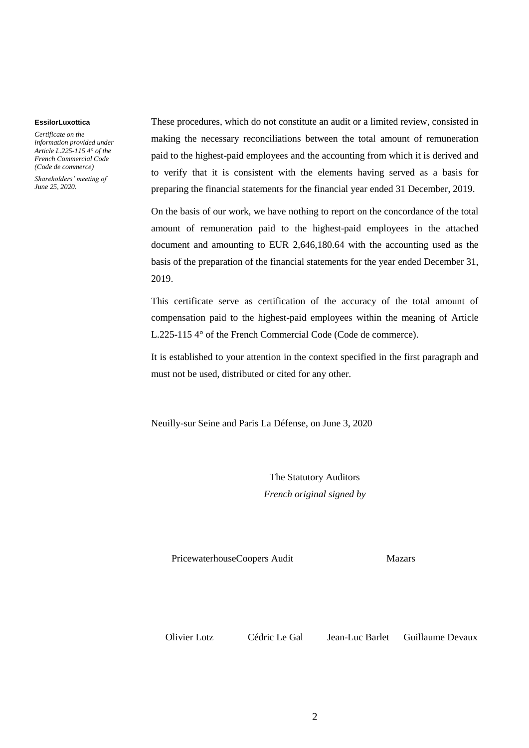These procedures, which do not constitute an audit or a limited review, consisted in making the necessary reconciliations between the total amount of remuneration paid to the highest-paid employees and the accounting from which it is derived and to verify that it is consistent with the elements having served as a basis for preparing the financial statements for the financial year ended 31 December, 2019.

On the basis of our work, we have nothing to report on the concordance of the total amount of remuneration paid to the highest-paid employees in the attached document and amounting to EUR 2,646,180.64 with the accounting used as the basis of the preparation of the financial statements for the year ended December 31, 2019.

This certificate serve as certification of the accuracy of the total amount of compensation paid to the highest-paid employees within the meaning of Article L.225-115 4° of the French Commercial Code (Code de commerce).

It is established to your attention in the context specified in the first paragraph and must not be used, distributed or cited for any other.

Neuilly-sur Seine and Paris La Défense, on June 3, 2020

The Statutory Auditors

*French original signed by*

PricewaterhouseCoopers Audit

Mazars

Olivier Lotz

Cédric Le Gal

Jean-Luc Barlet

Guillaume Devaux